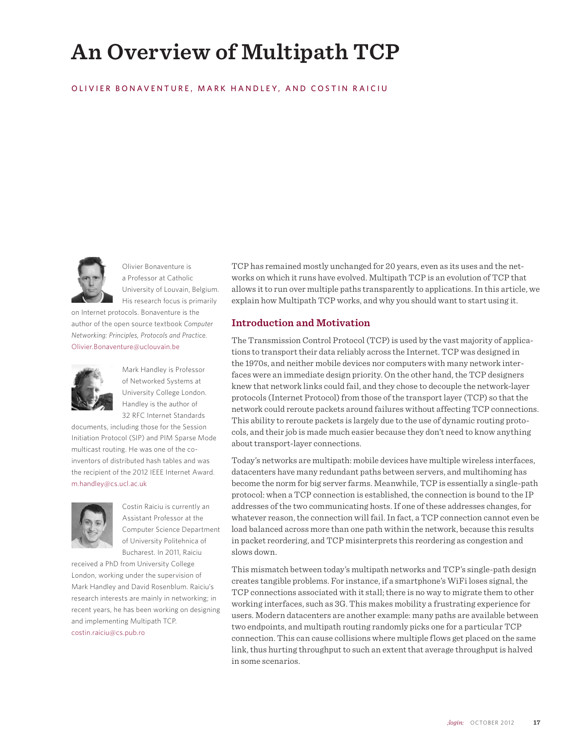# An Overview of Multipath TCP

OLIVIER BONAVENTURE, MARK HANDLEY, AND COSTIN RAICIU

Olivier Bonaventure is a Professor at Catholic University of Louvain, Belgium. His research focus is primarily on Internet protocols. Bonaventure is the author of the open source textbook *Computer Networking: Principles, Protocols and Practice.* Olivier.Bonaventure@uclouvain.be

Mark Handley is Professor of Networked Systems at University College London. Handley is the author of 32 RFC Internet Standards documents, including those for the Session Initiation Protocol (SIP) and PIM Sparse Mode multicast routing. He was one of the co-inventors of distributed hash tables and was the recipient of the 2012 IEEE Internet Award. m.handley@cs.ucl.ac.uk

Costin Raiciu is currently an Assistant Professor at the Computer Science Department of University Politehnica of Bucharest. In 2011, Raiciu received a PhD from University College London, working under the supervision of Mark Handley and David Rosenblum. Raiciu's research interests are mainly in networking; in recent years, he has been working on designing and implementing Multipath TCP. costin.raiciu@cs.pub.ro

TCP has remained mostly unchanged for 20 years, even as its uses and the networks on which it runs have evolved. Multipath TCP is an evolution of TCP that allows it to run over multiple paths transparently to applications. In this article, we explain how Multipath TCP works, and why you should want to start using it.

## Introduction and Motivation

The Transmission Control Protocol (TCP) is used by the vast majority of applications to transport their data reliably across the Internet. TCP was designed in the 1970s, and neither mobile devices nor computers with many network interfaces were an immediate design priority. On the other hand, the TCP designers knew that network links could fail, and they chose to decouple the network-layer protocols (Internet Protocol) from those of the transport layer (TCP) so that the network could reroute packets around failures without affecting TCP connections. This ability to reroute packets is largely due to the use of dynamic routing protocols, and their job is made much easier because they don't need to know anything about transport-layer connections.

Today's networks are multipath: mobile devices have multiple wireless interfaces, datacenters have many redundant paths between servers, and multihoming has become the norm for big server farms. Meanwhile, TCP is essentially a single-path protocol: when a TCP connection is established, the connection is bound to the IP addresses of the two communicating hosts. If one of these addresses changes, for whatever reason, the connection will fail. In fact, a TCP connection cannot even be load balanced across more than one path within the network, because this results in packet reordering, and TCP misinterprets this reordering as congestion and slows down.

This mismatch between today's multipath networks and TCP's single-path design creates tangible problems. For instance, if a smartphone's WiFi loses signal, the TCP connections associated with it stall; there is no way to migrate them to other working interfaces, such as 3G. This makes mobility a frustrating experience for users. Modern datacenters are another example: many paths are available between two endpoints, and multipath routing randomly picks one for a particular TCP connection. This can cause collisions where multiple flows get placed on the same link, thus hurting throughput to such an extent that average throughput is halved in some scenarios.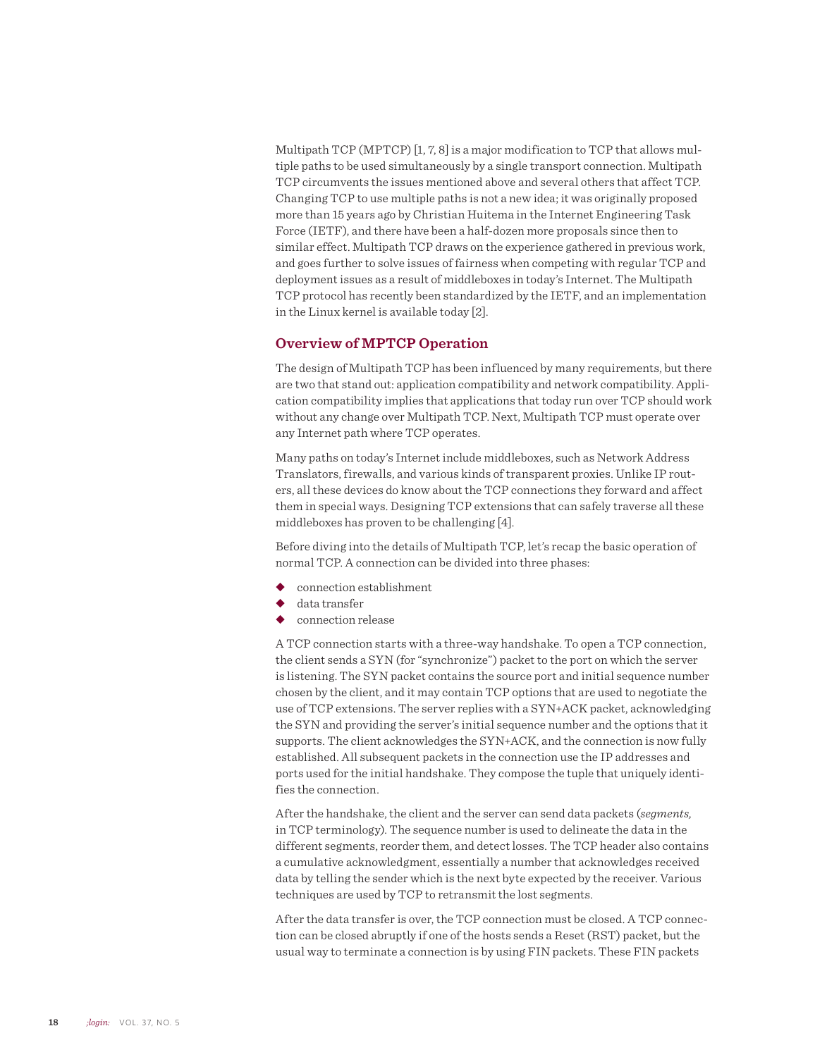Multipath TCP (MPTCP) [1, 7, 8] is a major modification to TCP that allows multiple paths to be used simultaneously by a single transport connection. Multipath TCP circumvents the issues mentioned above and several others that affect TCP. Changing TCP to use multiple paths is not a new idea; it was originally proposed more than 15 years ago by Christian Huitema in the Internet Engineering Task Force (IETF), and there have been a half-dozen more proposals since then to similar effect. Multipath TCP draws on the experience gathered in previous work, and goes further to solve issues of fairness when competing with regular TCP and deployment issues as a result of middleboxes in today's Internet. The Multipath TCP protocol has recently been standardized by the IETF, and an implementation in the Linux kernel is available today [2].

## Overview of MPTCP Operation

The design of Multipath TCP has been influenced by many requirements, but there are two that stand out: application compatibility and network compatibility. Application compatibility implies that applications that today run over TCP should work without any change over Multipath TCP. Next, Multipath TCP must operate over any Internet path where TCP operates.

Many paths on today's Internet include middleboxes, such as Network Address Translators, firewalls, and various kinds of transparent proxies. Unlike IP routers, all these devices do know about the TCP connections they forward and affect them in special ways. Designing TCP extensions that can safely traverse all these middleboxes has proven to be challenging [4].

Before diving into the details of Multipath TCP, let's recap the basic operation of normal TCP. A connection can be divided into three phases:

- connection establishment
- data transfer
- connection release

A TCP connection starts with a three-way handshake. To open a TCP connection, the client sends a SYN (for "synchronize") packet to the port on which the server is listening. The SYN packet contains the source port and initial sequence number chosen by the client, and it may contain TCP options that are used to negotiate the use of TCP extensions. The server replies with a SYN+ACK packet, acknowledging the SYN and providing the server's initial sequence number and the options that it supports. The client acknowledges the SYN+ACK, and the connection is now fully established. All subsequent packets in the connection use the IP addresses and ports used for the initial handshake. They compose the tuple that uniquely identifies the connection.

After the handshake, the client and the server can send data packets (*segments,* in TCP terminology). The sequence number is used to delineate the data in the different segments, reorder them, and detect losses. The TCP header also contains a cumulative acknowledgment, essentially a number that acknowledges received data by telling the sender which is the next byte expected by the receiver. Various techniques are used by TCP to retransmit the lost segments.

After the data transfer is over, the TCP connection must be closed. A TCP connection can be closed abruptly if one of the hosts sends a Reset (RST) packet, but the usual way to terminate a connection is by using FIN packets. These FIN packets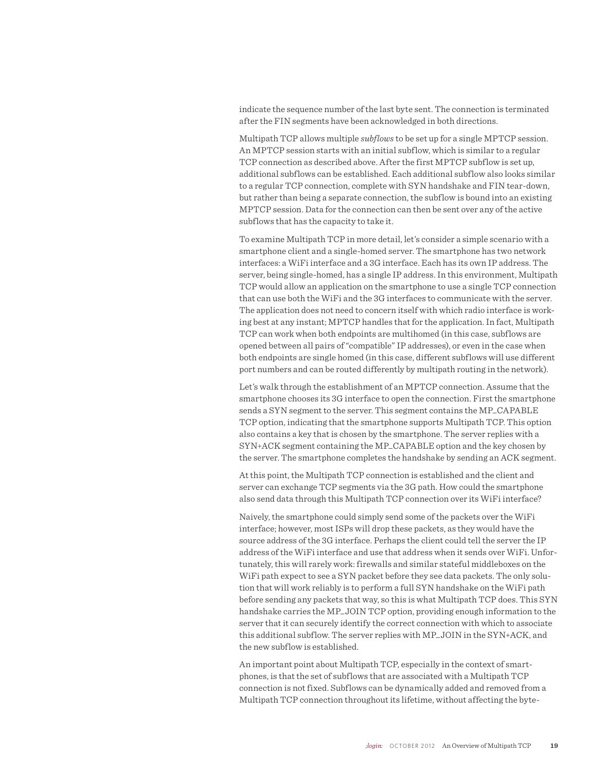indicate the sequence number of the last byte sent. The connection is terminated after the FIN segments have been acknowledged in both directions.

Multipath TCP allows multiple *subflows* to be set up for a single MPTCP session. An MPTCP session starts with an initial subflow, which is similar to a regular TCP connection as described above. After the first MPTCP subflow is set up, additional subflows can be established. Each additional subflow also looks similar to a regular TCP connection, complete with SYN handshake and FIN tear-down, but rather than being a separate connection, the subflow is bound into an existing MPTCP session. Data for the connection can then be sent over any of the active subflows that has the capacity to take it.

To examine Multipath TCP in more detail, let's consider a simple scenario with a smartphone client and a single-homed server. The smartphone has two network interfaces: a WiFi interface and a 3G interface. Each has its own IP address. The server, being single-homed, has a single IP address. In this environment, Multipath TCP would allow an application on the smartphone to use a single TCP connection that can use both the WiFi and the 3G interfaces to communicate with the server. The application does not need to concern itself with which radio interface is working best at any instant; MPTCP handles that for the application. In fact, Multipath TCP can work when both endpoints are multihomed (in this case, subflows are opened between all pairs of "compatible" IP addresses), or even in the case when both endpoints are single homed (in this case, different subflows will use different port numbers and can be routed differently by multipath routing in the network).

Let's walk through the establishment of an MPTCP connection. Assume that the smartphone chooses its 3G interface to open the connection. First the smartphone sends a SYN segment to the server. This segment contains the MP_CAPABLE TCP option, indicating that the smartphone supports Multipath TCP. This option also contains a key that is chosen by the smartphone. The server replies with a SYN+ACK segment containing the MP_CAPABLE option and the key chosen by the server. The smartphone completes the handshake by sending an ACK segment.

At this point, the Multipath TCP connection is established and the client and server can exchange TCP segments via the 3G path. How could the smartphone also send data through this Multipath TCP connection over its WiFi interface?

Naively, the smartphone could simply send some of the packets over the WiFi interface; however, most ISPs will drop these packets, as they would have the source address of the 3G interface. Perhaps the client could tell the server the IP address of the WiFi interface and use that address when it sends over WiFi. Unfortunately, this will rarely work: firewalls and similar stateful middleboxes on the WiFi path expect to see a SYN packet before they see data packets. The only solution that will work reliably is to perform a full SYN handshake on the WiFi path before sending any packets that way, so this is what Multipath TCP does. This SYN handshake carries the MP_JOIN TCP option, providing enough information to the server that it can securely identify the correct connection with which to associate this additional subflow. The server replies with MP_JOIN in the SYN+ACK, and the new subflow is established.

An important point about Multipath TCP, especially in the context of smartphones, is that the set of subflows that are associated with a Multipath TCP connection is not fixed. Subflows can be dynamically added and removed from a Multipath TCP connection throughout its lifetime, without affecting the byte-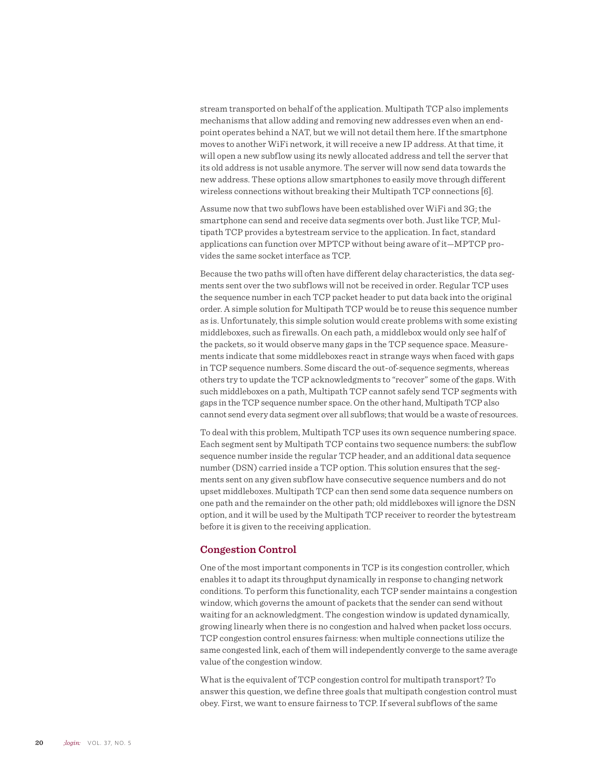stream transported on behalf of the application. Multipath TCP also implements mechanisms that allow adding and removing new addresses even when an endpoint operates behind a NAT, but we will not detail them here. If the smartphone moves to another WiFi network, it will receive a new IP address. At that time, it will open a new subflow using its newly allocated address and tell the server that its old address is not usable anymore. The server will now send data towards the new address. These options allow smartphones to easily move through different wireless connections without breaking their Multipath TCP connections [6].

Assume now that two subflows have been established over WiFi and 3G; the smartphone can send and receive data segments over both. Just like TCP, Multipath TCP provides a bytestream service to the application. In fact, standard applications can function over MPTCP without being aware of it—MPTCP provides the same socket interface as TCP.

Because the two paths will often have different delay characteristics, the data segments sent over the two subflows will not be received in order. Regular TCP uses the sequence number in each TCP packet header to put data back into the original order. A simple solution for Multipath TCP would be to reuse this sequence number as is. Unfortunately, this simple solution would create problems with some existing middleboxes, such as firewalls. On each path, a middlebox would only see half of the packets, so it would observe many gaps in the TCP sequence space. Measurements indicate that some middleboxes react in strange ways when faced with gaps in TCP sequence numbers. Some discard the out-of-sequence segments, whereas others try to update the TCP acknowledgments to "recover" some of the gaps. With such middleboxes on a path, Multipath TCP cannot safely send TCP segments with gaps in the TCP sequence number space. On the other hand, Multipath TCP also cannot send every data segment over all subflows; that would be a waste of resources.

To deal with this problem, Multipath TCP uses its own sequence numbering space. Each segment sent by Multipath TCP contains two sequence numbers: the subflow sequence number inside the regular TCP header, and an additional data sequence number (DSN) carried inside a TCP option. This solution ensures that the segments sent on any given subflow have consecutive sequence numbers and do not upset middleboxes. Multipath TCP can then send some data sequence numbers on one path and the remainder on the other path; old middleboxes will ignore the DSN option, and it will be used by the Multipath TCP receiver to reorder the bytestream before it is given to the receiving application.

## Congestion Control

One of the most important components in TCP is its congestion controller, which enables it to adapt its throughput dynamically in response to changing network conditions. To perform this functionality, each TCP sender maintains a congestion window, which governs the amount of packets that the sender can send without waiting for an acknowledgment. The congestion window is updated dynamically, growing linearly when there is no congestion and halved when packet loss occurs. TCP congestion control ensures fairness: when multiple connections utilize the same congested link, each of them will independently converge to the same average value of the congestion window.

What is the equivalent of TCP congestion control for multipath transport? To answer this question, we define three goals that multipath congestion control must obey. First, we want to ensure fairness to TCP. If several subflows of the same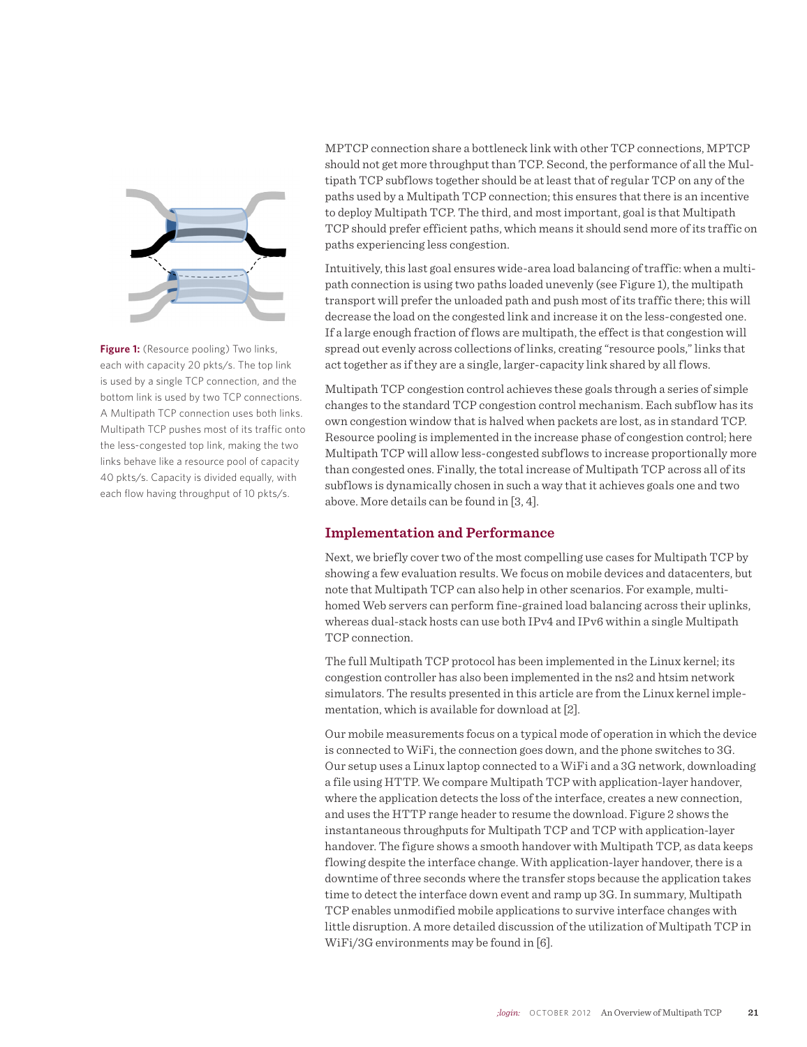MPTCP connection share a bottleneck link with other TCP connections, MPTCP should not get more throughput than TCP. Second, the performance of all the Multipath TCP subflows together should be at least that of regular TCP on any of the paths used by a Multipath TCP connection; this ensures that there is an incentive to deploy Multipath TCP. The third, and most important, goal is that Multipath TCP should prefer efficient paths, which means it should send more of its traffic on paths experiencing less congestion.

Intuitively, this last goal ensures wide-area load balancing of traffic: when a multipath connection is using two paths loaded unevenly (see Figure 1), the multipath transport will prefer the unloaded path and push most of its traffic there; this will decrease the load on the congested link and increase it on the less-congested one. If a large enough fraction of flows are multipath, the effect is that congestion will spread out evenly across collections of links, creating "resource pools," links that act together as if they are a single, larger-capacity link shared by all flows.

**Figure 1:** (Resource pooling) Two links, each with capacity 20 pkts/s. The top link is used by a single TCP connection, and the bottom link is used by two TCP connections. A Multipath TCP connection uses both links. Multipath TCP pushes most of its traffic onto the less-congested top link, making the two links behave like a resource pool of capacity 40 pkts/s. Capacity is divided equally, with each flow having throughput of 10 pkts/s.

Multipath TCP congestion control achieves these goals through a series of simple changes to the standard TCP congestion control mechanism. Each subflow has its own congestion window that is halved when packets are lost, as in standard TCP. Resource pooling is implemented in the increase phase of congestion control; here Multipath TCP will allow less-congested subflows to increase proportionally more than congested ones. Finally, the total increase of Multipath TCP across all of its subflows is dynamically chosen in such a way that it achieves goals one and two above. More details can be found in [3, 4].

## Implementation and Performance

Next, we briefly cover two of the most compelling use cases for Multipath TCP by showing a few evaluation results. We focus on mobile devices and datacenters, but note that Multipath TCP can also help in other scenarios. For example, multihomed Web servers can perform fine-grained load balancing across their uplinks, whereas dual-stack hosts can use both IPv4 and IPv6 within a single Multipath TCP connection.

The full Multipath TCP protocol has been implemented in the Linux kernel; its congestion controller has also been implemented in the ns2 and htsim network simulators. The results presented in this article are from the Linux kernel implementation, which is available for download at [2].

Our mobile measurements focus on a typical mode of operation in which the device is connected to WiFi, the connection goes down, and the phone switches to 3G. Our setup uses a Linux laptop connected to a WiFi and a 3G network, downloading a file using HTTP. We compare Multipath TCP with application-layer handover, where the application detects the loss of the interface, creates a new connection, and uses the HTTP range header to resume the download. Figure 2 shows the instantaneous throughputs for Multipath TCP and TCP with application-layer handover. The figure shows a smooth handover with Multipath TCP, as data keeps flowing despite the interface change. With application-layer handover, there is a downtime of three seconds where the transfer stops because the application takes time to detect the interface down event and ramp up 3G. In summary, Multipath TCP enables unmodified mobile applications to survive interface changes with little disruption. A more detailed discussion of the utilization of Multipath TCP in WiFi/3G environments may be found in [6].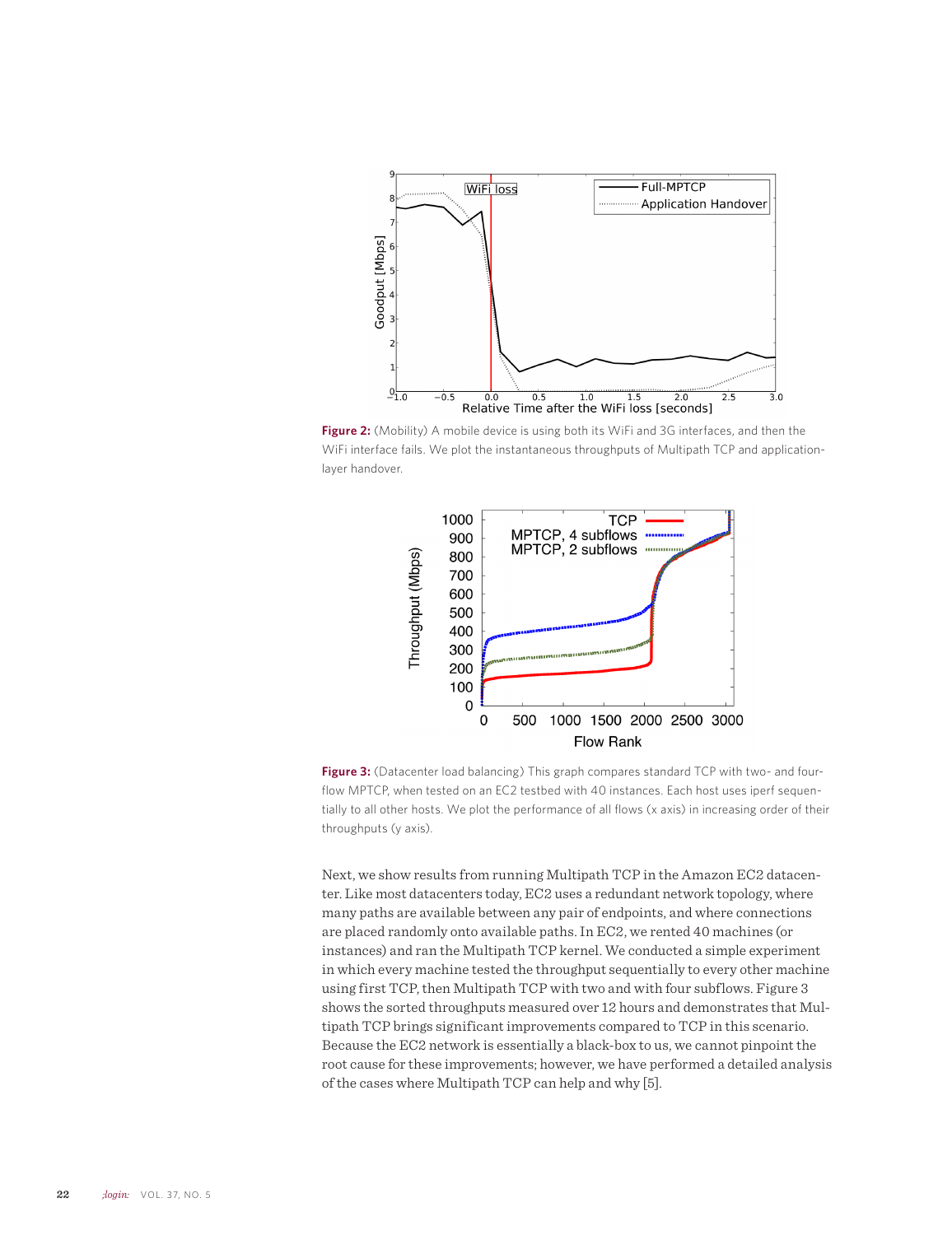**Figure 2:** (Mobility) A mobile device is using both its WiFi and 3G interfaces, and then the WiFi interface fails. We plot the instantaneous throughputs of Multipath TCP and application-layer handover.

**Figure 3:** (Datacenter load balancing) This graph compares standard TCP with two- and four-flow MPTCP, when tested on an EC2 testbed with 40 instances. Each host uses iperf sequentially to all other hosts. We plot the performance of all flows (x axis) in increasing order of their throughputs (y axis).

Next, we show results from running Multipath TCP in the Amazon EC2 datacenter. Like most datacenters today, EC2 uses a redundant network topology, where many paths are available between any pair of endpoints, and where connections are placed randomly onto available paths. In EC2, we rented 40 machines (or instances) and ran the Multipath TCP kernel. We conducted a simple experiment in which every machine tested the throughput sequentially to every other machine using first TCP, then Multipath TCP with two and with four subflows. Figure 3 shows the sorted throughputs measured over 12 hours and demonstrates that Multipath TCP brings significant improvements compared to TCP in this scenario. Because the EC2 network is essentially a black-box to us, we cannot pinpoint the root cause for these improvements; however, we have performed a detailed analysis of the cases where Multipath TCP can help and why [5].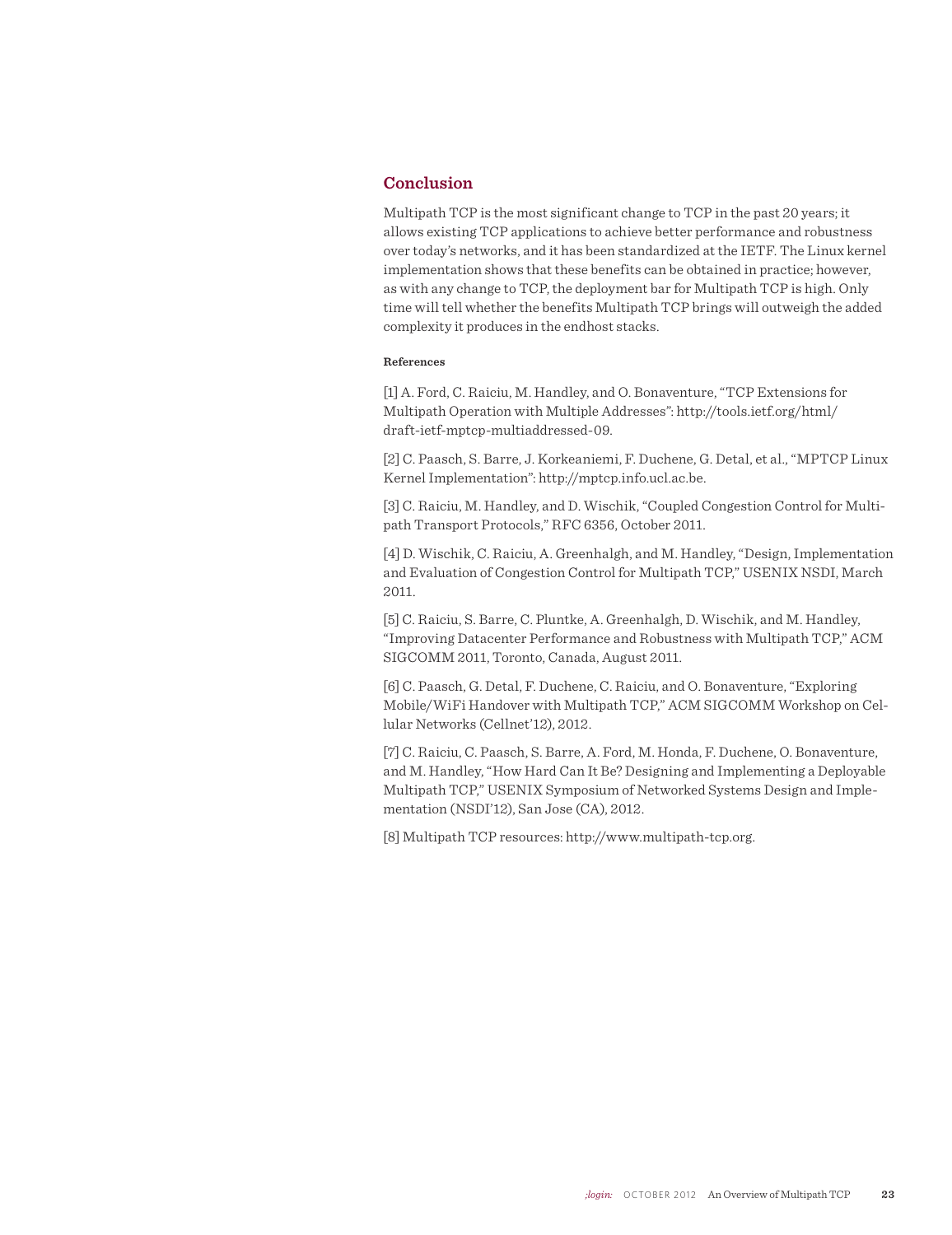## Conclusion

Multipath TCP is the most significant change to TCP in the past 20 years; it allows existing TCP applications to achieve better performance and robustness over today's networks, and it has been standardized at the IETF. The Linux kernel implementation shows that these benefits can be obtained in practice; however, as with any change to TCP, the deployment bar for Multipath TCP is high. Only time will tell whether the benefits Multipath TCP brings will outweigh the added complexity it produces in the endhost stacks.

#### References

[1] A. Ford, C. Raiciu, M. Handley, and O. Bonaventure, "TCP Extensions for Multipath Operation with Multiple Addresses": http://tools.ietf.org/html/draft-ietf-mptcp-multiaddressed-09.

[2] C. Paasch, S. Barre, J. Korkeaniemi, F. Duchene, G. Detal, et al., "MPTCP Linux Kernel Implementation": http://mptcp.info.ucl.ac.be.

[3] C. Raiciu, M. Handley, and D. Wischik, "Coupled Congestion Control for Multipath Transport Protocols," RFC 6356, October 2011.

[4] D. Wischik, C. Raiciu, A. Greenhalgh, and M. Handley, "Design, Implementation and Evaluation of Congestion Control for Multipath TCP," USENIX NSDI, March 2011.

[5] C. Raiciu, S. Barre, C. Pluntke, A. Greenhalgh, D. Wischik, and M. Handley, "Improving Datacenter Performance and Robustness with Multipath TCP," ACM SIGCOMM 2011, Toronto, Canada, August 2011.

[6] C. Paasch, G. Detal, F. Duchene, C. Raiciu, and O. Bonaventure, "Exploring Mobile/WiFi Handover with Multipath TCP," ACM SIGCOMM Workshop on Cellular Networks (Cellnet'12), 2012.

[7] C. Raiciu, C. Paasch, S. Barre, A. Ford, M. Honda, F. Duchene, O. Bonaventure, and M. Handley, "How Hard Can It Be? Designing and Implementing a Deployable Multipath TCP," USENIX Symposium of Networked Systems Design and Implementation (NSDI'12), San Jose (CA), 2012.

[8] Multipath TCP resources: http://www.multipath-tcp.org.